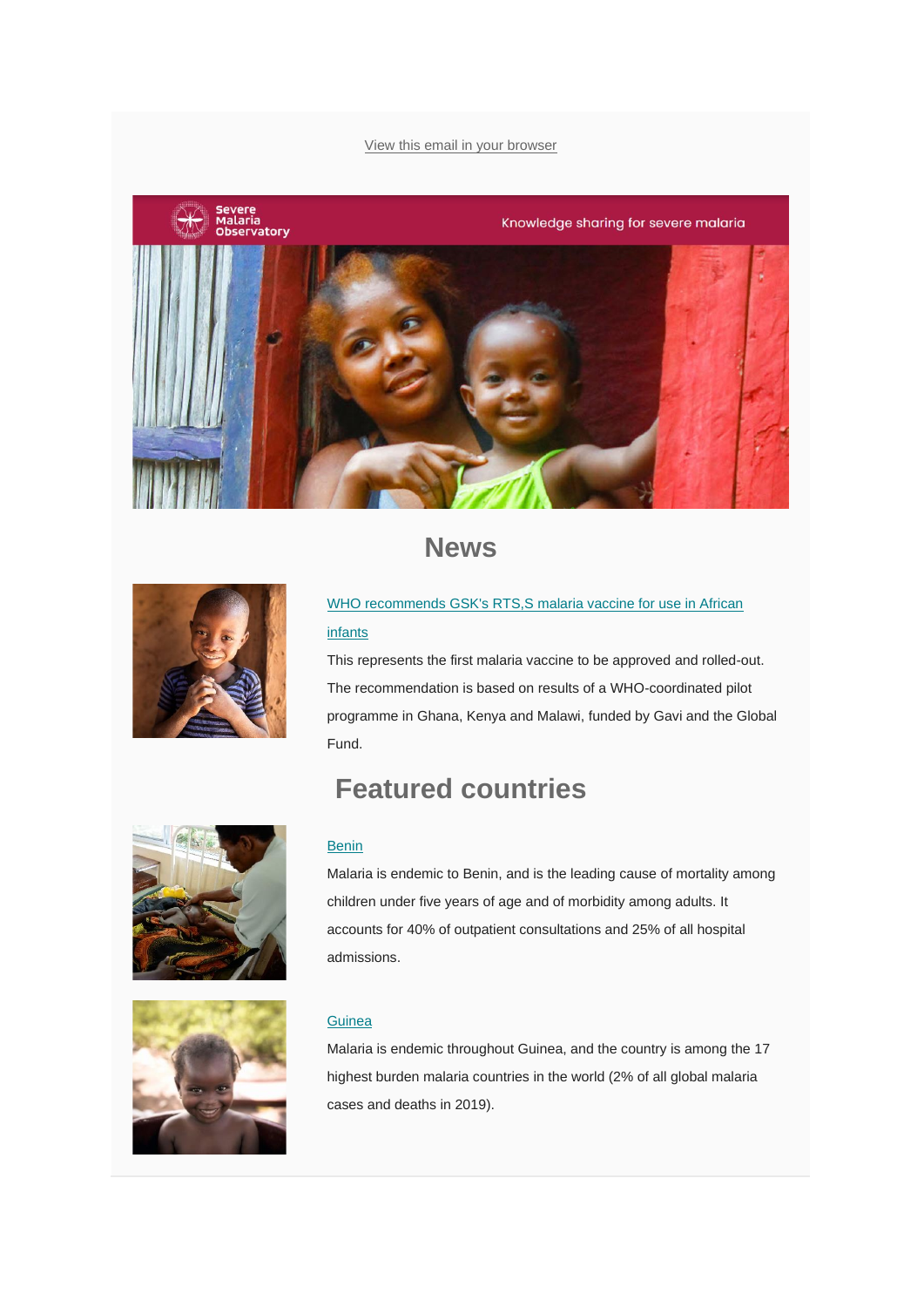View this email in your browser

Severe Malaria Observatory

Knowledge sharing for severe malaria

## News

[WHO recommends GSK's RTS,S malaria vaccine for use in African infants]

This represents the first malaria vaccine to be approved and rolled-out. The recommendation is based on results of a WHO-coordinated pilot programme in Ghana, Kenya and Malawi, funded by Gavi and the Global Fund.

## Featured countries

[Benin]

Malaria is endemic to Benin, and is the leading cause of mortality among children under five years of age and of morbidity among adults. It accounts for 40% of outpatient consultations and 25% of all hospital admissions.

[Guinea]

Malaria is endemic throughout Guinea, and the country is among the 17 highest burden malaria countries in the world (2% of all global malaria cases and deaths in 2019).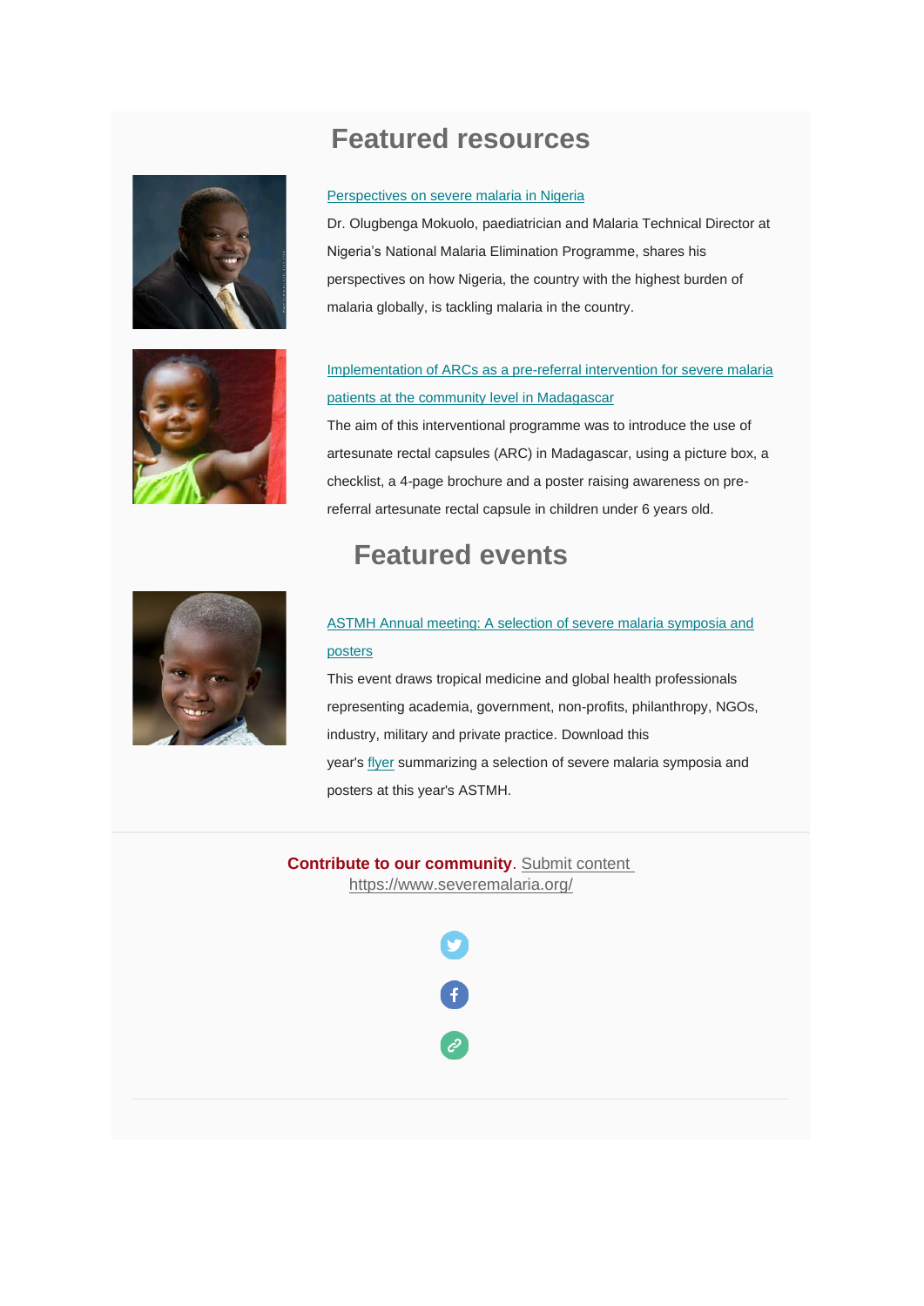# Featured resources

[Perspectives on severe malaria in Nigeria]

Dr. Olugbenga Mokuolo, paediatrician and Malaria Technical Director at Nigeria's National Malaria Elimination Programme, shares his perspectives on how Nigeria, the country with the highest burden of malaria globally, is tackling malaria in the country.

[Implementation of ARCs as a pre-referral intervention for severe malaria patients at the community level in Madagascar]

The aim of this interventional programme was to introduce the use of artesunate rectal capsules (ARC) in Madagascar, using a picture box, a checklist, a 4-page brochure and a poster raising awareness on pre-referral artesunate rectal capsule in children under 6 years old.

# Featured events

[ASTMH Annual meeting: A selection of severe malaria symposia and posters]

This event draws tropical medicine and global health professionals representing academia, government, non-profits, philanthropy, NGOs, industry, military and private practice. Download this year's flyer summarizing a selection of severe malaria symposia and posters at this year's ASTMH.

---

**Contribute to our community**. Submit content https://www.severemalaria.org/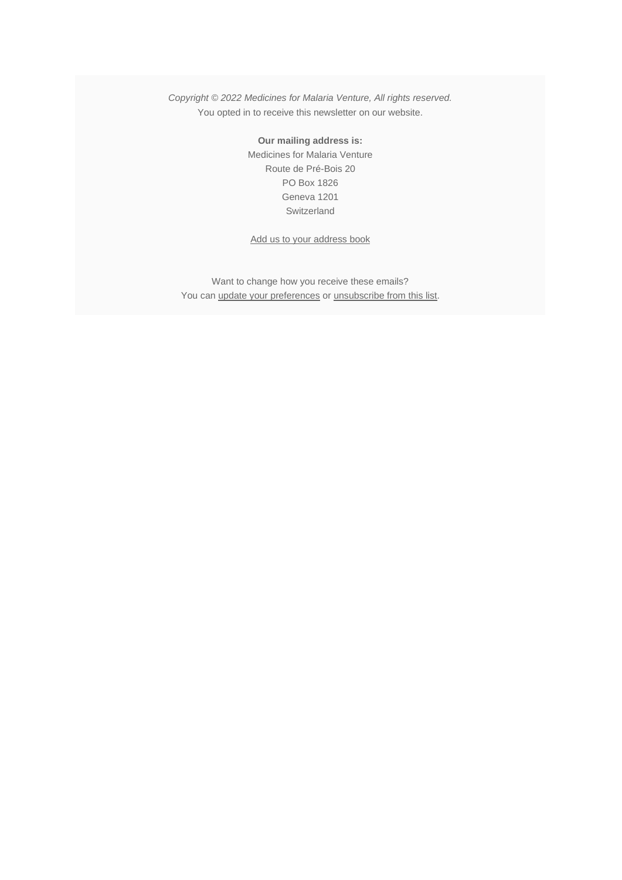*Copyright © 2022 Medicines for Malaria Venture, All rights reserved.*
You opted in to receive this newsletter on our website.

**Our mailing address is:**
Medicines for Malaria Venture
Route de Pré-Bois 20
PO Box 1826
Geneva 1201
Switzerland

Add us to your address book

Want to change how you receive these emails?
You can update your preferences or unsubscribe from this list.